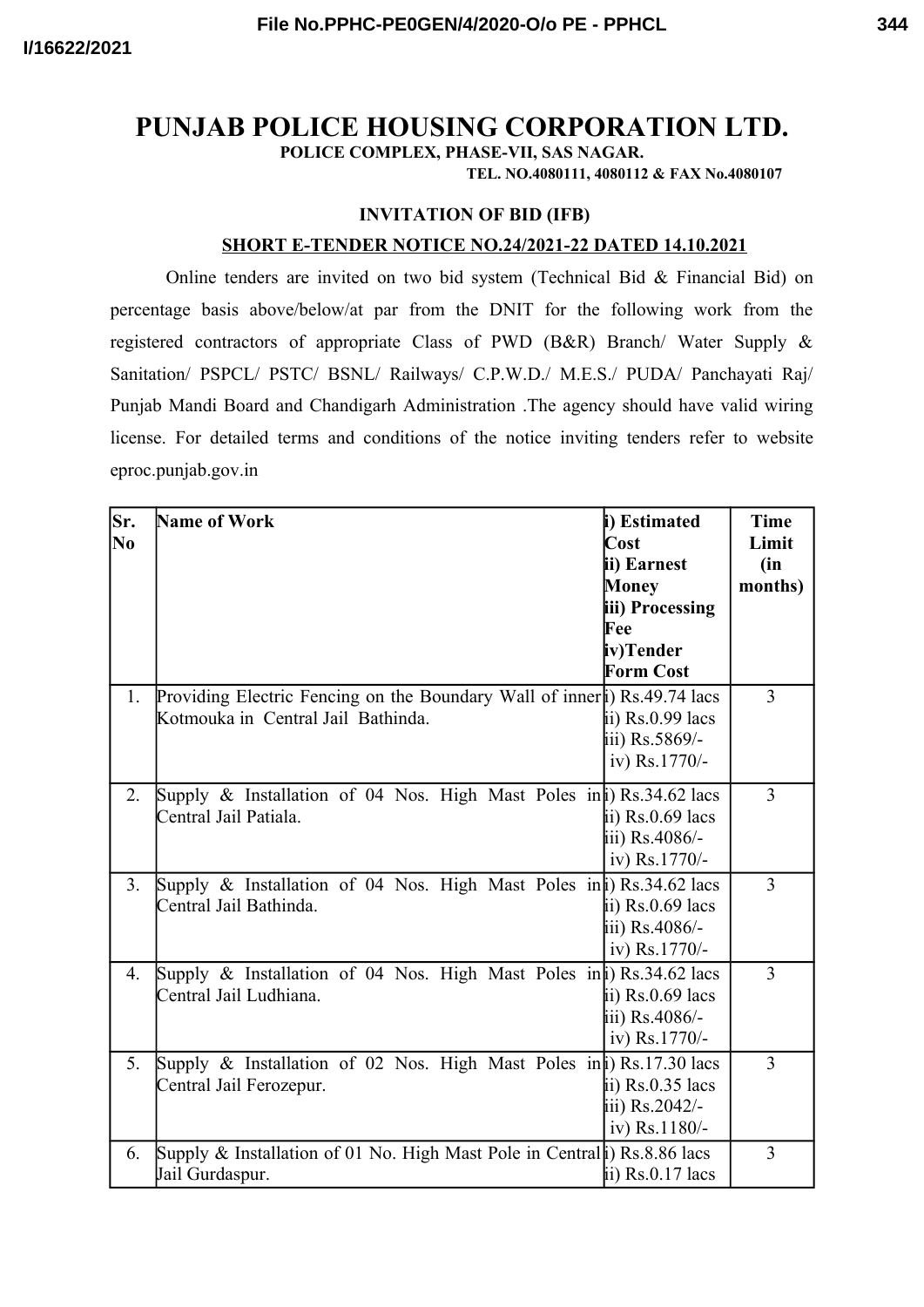# PUNJAB POLICE HOUSING CORPORATION LTD.

**POLICE COMPLEX, PHASE-VII, SAS NAGAR.**

**TEL. NO.4080111, 4080112 & FAX No.4080107**

## INVITATION OF BID (IFB)

**SHORT E-TENDER NOTICE NO.24/2021-22 DATED 14.10.2021**

Online tenders are invited on two bid system (Technical Bid & Financial Bid) on percentage basis above/below/at par from the DNIT for the following work from the registered contractors of appropriate Class of PWD (B&R) Branch/ Water Supply & Sanitation/ PSPCL/ PSTC/ BSNL/ Railways/ C.P.W.D./ M.E.S./ PUDA/ Panchayati Raj/ Punjab Mandi Board and Chandigarh Administration .The agency should have valid wiring license. For detailed terms and conditions of the notice inviting tenders refer to website eproc.punjab.gov.in

| Sr. No | Name of Work | i) Estimated Cost<br>ii) Earnest Money<br>iii) Processing Fee<br>iv)Tender Form Cost | Time Limit (in months) |
|---|---|---|---|
| 1. | Providing Electric Fencing on the Boundary Wall of inner Kotmouka in Central Jail Bathinda. | i) Rs.49.74 lacs<br>ii) Rs.0.99 lacs<br>iii) Rs.5869/-<br>iv) Rs.1770/- | 3 |
| 2. | Supply & Installation of 04 Nos. High Mast Poles in Central Jail Patiala. | i) Rs.34.62 lacs<br>ii) Rs.0.69 lacs<br>iii) Rs.4086/-<br>iv) Rs.1770/- | 3 |
| 3. | Supply & Installation of 04 Nos. High Mast Poles in Central Jail Bathinda. | i) Rs.34.62 lacs<br>ii) Rs.0.69 lacs<br>iii) Rs.4086/-<br>iv) Rs.1770/- | 3 |
| 4. | Supply & Installation of 04 Nos. High Mast Poles in Central Jail Ludhiana. | i) Rs.34.62 lacs<br>ii) Rs.0.69 lacs<br>iii) Rs.4086/-<br>iv) Rs.1770/- | 3 |
| 5. | Supply & Installation of 02 Nos. High Mast Poles in Central Jail Ferozepur. | i) Rs.17.30 lacs<br>ii) Rs.0.35 lacs<br>iii) Rs.2042/-<br>iv) Rs.1180/- | 3 |
| 6. | Supply & Installation of 01 No. High Mast Pole in Central Jail Gurdaspur. | i) Rs.8.86 lacs<br>ii) Rs.0.17 lacs | 3 |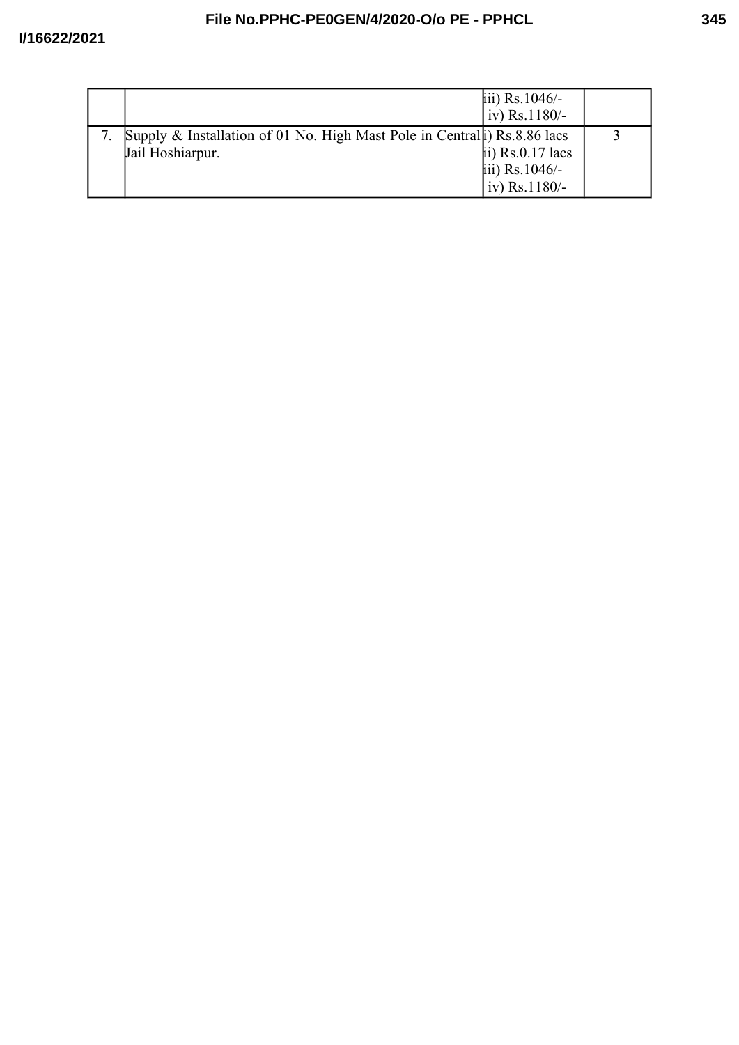| | | | |
|---|---|---|---|
| | | iii) Rs.1046/-<br>iv) Rs.1180/- | |
| 7. | Supply & Installation of 01 No. High Mast Pole in Central Jail Hoshiarpur. | i) Rs.8.86 lacs<br>ii) Rs.0.17 lacs<br>iii) Rs.1046/-<br>iv) Rs.1180/- | 3 |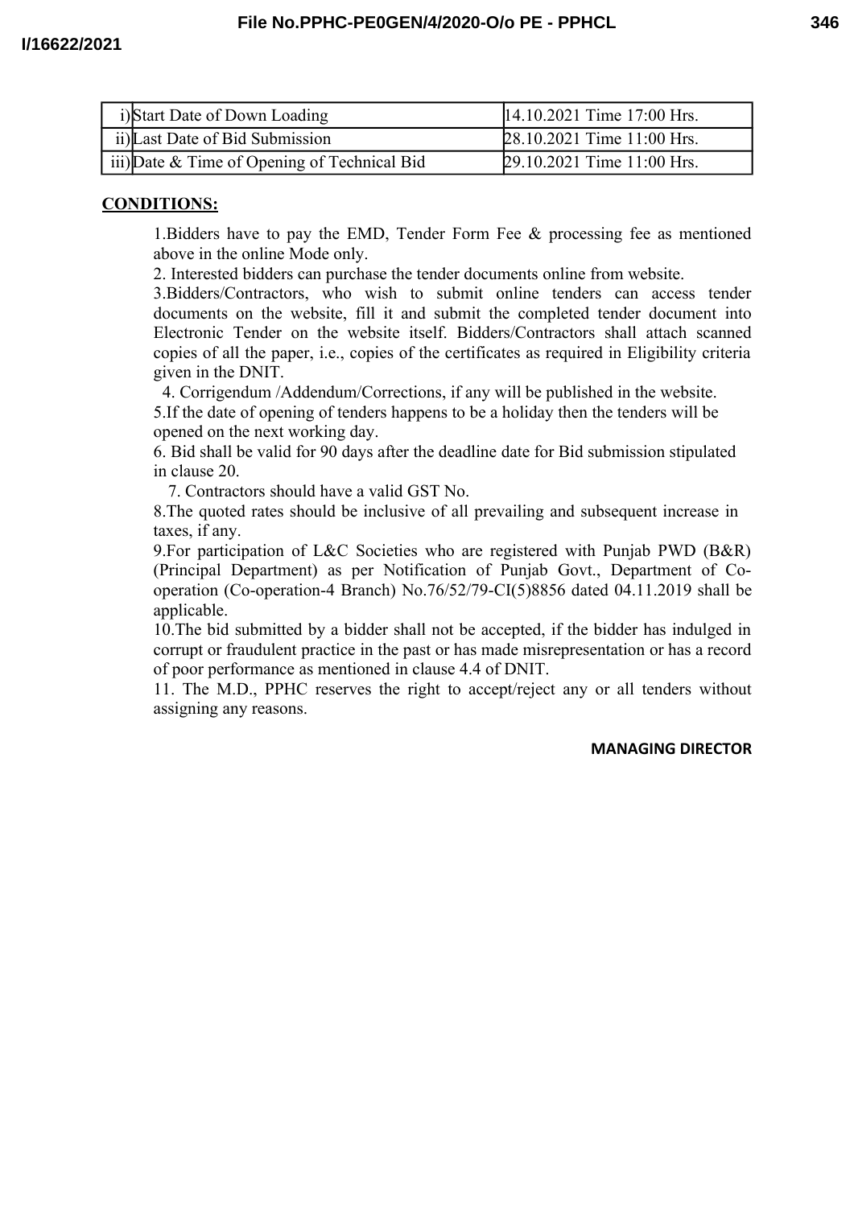| | | |
|---|---|---|
| i) | Start Date of Down Loading | 14.10.2021 Time 17:00 Hrs. |
| ii) | Last Date of Bid Submission | 28.10.2021 Time 11:00 Hrs. |
| iii) | Date & Time of Opening of Technical Bid | 29.10.2021 Time 11:00 Hrs. |

**CONDITIONS:**

1.Bidders have to pay the EMD, Tender Form Fee & processing fee as mentioned above in the online Mode only.

2. Interested bidders can purchase the tender documents online from website.

3.Bidders/Contractors, who wish to submit online tenders can access tender documents on the website, fill it and submit the completed tender document into Electronic Tender on the website itself. Bidders/Contractors shall attach scanned copies of all the paper, i.e., copies of the certificates as required in Eligibility criteria given in the DNIT.

4. Corrigendum /Addendum/Corrections, if any will be published in the website.

5.If the date of opening of tenders happens to be a holiday then the tenders will be opened on the next working day.

6. Bid shall be valid for 90 days after the deadline date for Bid submission stipulated in clause 20.

7. Contractors should have a valid GST No.

8.The quoted rates should be inclusive of all prevailing and subsequent increase in taxes, if any.

9.For participation of L&C Societies who are registered with Punjab PWD (B&R) (Principal Department) as per Notification of Punjab Govt., Department of Co-operation (Co-operation-4 Branch) No.76/52/79-CI(5)8856 dated 04.11.2019 shall be applicable.

10.The bid submitted by a bidder shall not be accepted, if the bidder has indulged in corrupt or fraudulent practice in the past or has made misrepresentation or has a record of poor performance as mentioned in clause 4.4 of DNIT.

11. The M.D., PPHC reserves the right to accept/reject any or all tenders without assigning any reasons.

**MANAGING DIRECTOR**